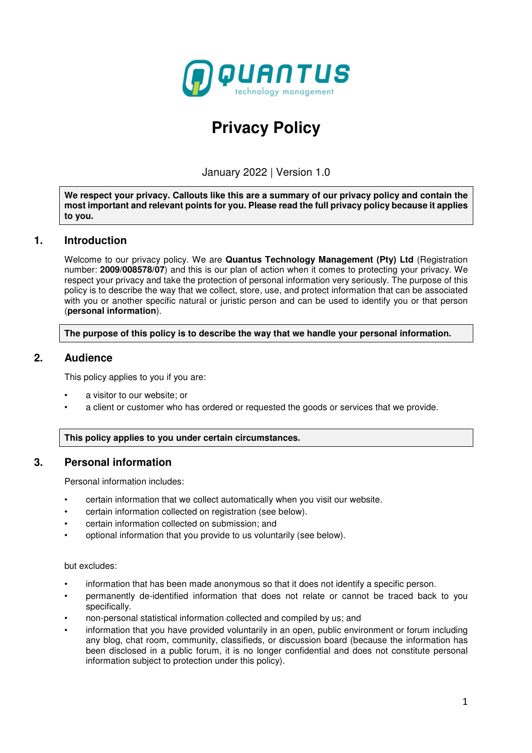QUANTUS
technology management

# Privacy Policy

January 2022 | Version 1.0

> **We respect your privacy. Callouts like this are a summary of our privacy policy and contain the most important and relevant points for you. Please read the full privacy policy because it applies to you.**

## 1. Introduction

Welcome to our privacy policy. We are **Quantus Technology Management (Pty) Ltd** (Registration number: **2009**/**008578**/**07**) and this is our plan of action when it comes to protecting your privacy. We respect your privacy and take the protection of personal information very seriously. The purpose of this policy is to describe the way that we collect, store, use, and protect information that can be associated with you or another specific natural or juristic person and can be used to identify you or that person (**personal information**).

> **The purpose of this policy is to describe the way that we handle your personal information.**

## 2. Audience

This policy applies to you if you are:

- a visitor to our website; or
- a client or customer who has ordered or requested the goods or services that we provide.

> **This policy applies to you under certain circumstances.**

## 3. Personal information

Personal information includes:

- certain information that we collect automatically when you visit our website.
- certain information collected on registration (see below).
- certain information collected on submission; and
- optional information that you provide to us voluntarily (see below).

but excludes:

- information that has been made anonymous so that it does not identify a specific person.
- permanently de-identified information that does not relate or cannot be traced back to you specifically.
- non-personal statistical information collected and compiled by us; and
- information that you have provided voluntarily in an open, public environment or forum including any blog, chat room, community, classifieds, or discussion board (because the information has been disclosed in a public forum, it is no longer confidential and does not constitute personal information subject to protection under this policy).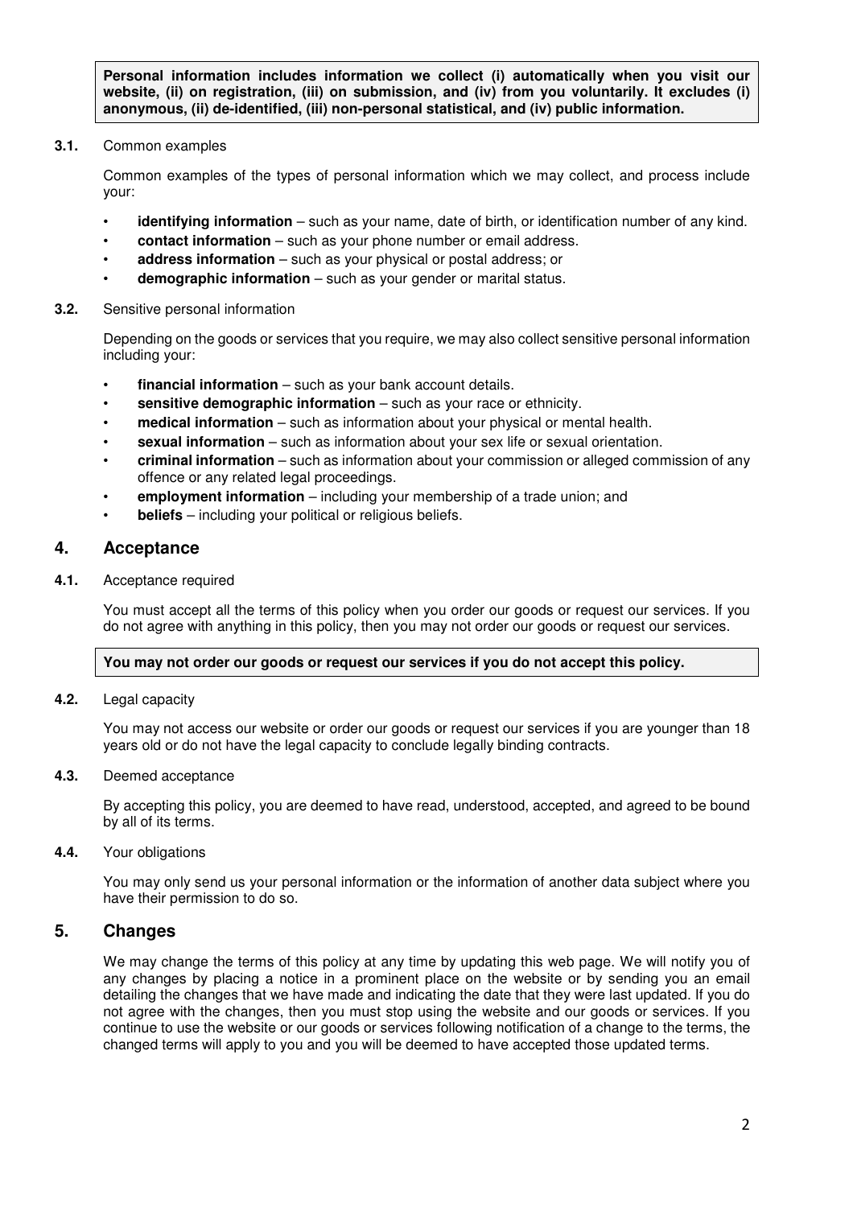**Personal information includes information we collect (i) automatically when you visit our website, (ii) on registration, (iii) on submission, and (iv) from you voluntarily. It excludes (i) anonymous, (ii) de-identified, (iii) non-personal statistical, and (iv) public information.**

**3.1.** Common examples

Common examples of the types of personal information which we may collect, and process include your:

- **identifying information** – such as your name, date of birth, or identification number of any kind.
- **contact information** – such as your phone number or email address.
- **address information** – such as your physical or postal address; or
- **demographic information** – such as your gender or marital status.

**3.2.** Sensitive personal information

Depending on the goods or services that you require, we may also collect sensitive personal information including your:

- **financial information** – such as your bank account details.
- **sensitive demographic information** – such as your race or ethnicity.
- **medical information** – such as information about your physical or mental health.
- **sexual information** – such as information about your sex life or sexual orientation.
- **criminal information** – such as information about your commission or alleged commission of any offence or any related legal proceedings.
- **employment information** – including your membership of a trade union; and
- **beliefs** – including your political or religious beliefs.

## 4. Acceptance

**4.1.** Acceptance required

You must accept all the terms of this policy when you order our goods or request our services. If you do not agree with anything in this policy, then you may not order our goods or request our services.

**You may not order our goods or request our services if you do not accept this policy.**

**4.2.** Legal capacity

You may not access our website or order our goods or request our services if you are younger than 18 years old or do not have the legal capacity to conclude legally binding contracts.

**4.3.** Deemed acceptance

By accepting this policy, you are deemed to have read, understood, accepted, and agreed to be bound by all of its terms.

**4.4.** Your obligations

You may only send us your personal information or the information of another data subject where you have their permission to do so.

## 5. Changes

We may change the terms of this policy at any time by updating this web page. We will notify you of any changes by placing a notice in a prominent place on the website or by sending you an email detailing the changes that we have made and indicating the date that they were last updated. If you do not agree with the changes, then you must stop using the website and our goods or services. If you continue to use the website or our goods or services following notification of a change to the terms, the changed terms will apply to you and you will be deemed to have accepted those updated terms.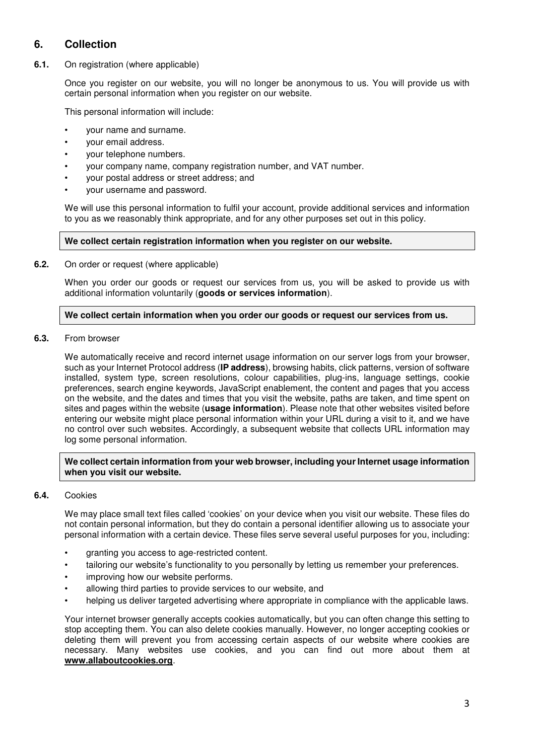## 6. Collection

**6.1.** On registration (where applicable)

Once you register on our website, you will no longer be anonymous to us. You will provide us with certain personal information when you register on our website.

This personal information will include:

- your name and surname.
- your email address.
- your telephone numbers.
- your company name, company registration number, and VAT number.
- your postal address or street address; and
- your username and password.

We will use this personal information to fulfil your account, provide additional services and information to you as we reasonably think appropriate, and for any other purposes set out in this policy.

**We collect certain registration information when you register on our website.**

**6.2.** On order or request (where applicable)

When you order our goods or request our services from us, you will be asked to provide us with additional information voluntarily (**goods or services information**).

**We collect certain information when you order our goods or request our services from us.**

**6.3.** From browser

We automatically receive and record internet usage information on our server logs from your browser, such as your Internet Protocol address (**IP address**), browsing habits, click patterns, version of software installed, system type, screen resolutions, colour capabilities, plug-ins, language settings, cookie preferences, search engine keywords, JavaScript enablement, the content and pages that you access on the website, and the dates and times that you visit the website, paths are taken, and time spent on sites and pages within the website (**usage information**). Please note that other websites visited before entering our website might place personal information within your URL during a visit to it, and we have no control over such websites. Accordingly, a subsequent website that collects URL information may log some personal information.

**We collect certain information from your web browser, including your Internet usage information when you visit our website.**

**6.4.** Cookies

We may place small text files called 'cookies' on your device when you visit our website. These files do not contain personal information, but they do contain a personal identifier allowing us to associate your personal information with a certain device. These files serve several useful purposes for you, including:

- granting you access to age-restricted content.
- tailoring our website's functionality to you personally by letting us remember your preferences.
- improving how our website performs.
- allowing third parties to provide services to our website, and
- helping us deliver targeted advertising where appropriate in compliance with the applicable laws.

Your internet browser generally accepts cookies automatically, but you can often change this setting to stop accepting them. You can also delete cookies manually. However, no longer accepting cookies or deleting them will prevent you from accessing certain aspects of our website where cookies are necessary. Many websites use cookies, and you can find out more about them at **www.allaboutcookies.org**.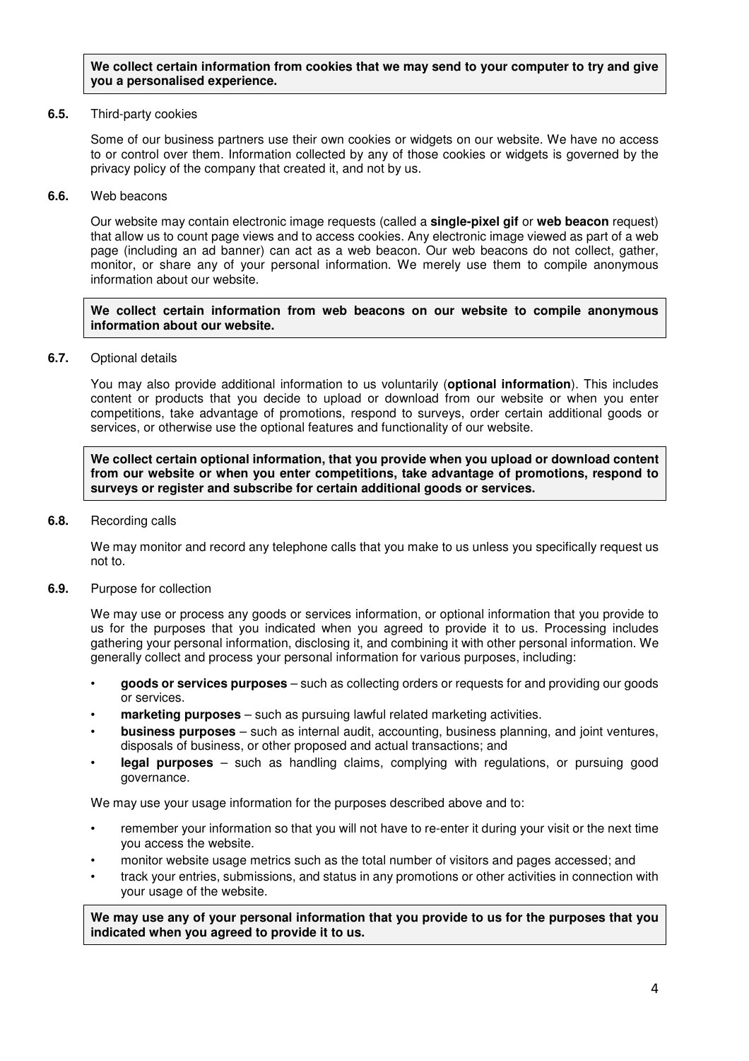**We collect certain information from cookies that we may send to your computer to try and give you a personalised experience.**

**6.5.** Third-party cookies

Some of our business partners use their own cookies or widgets on our website. We have no access to or control over them. Information collected by any of those cookies or widgets is governed by the privacy policy of the company that created it, and not by us.

**6.6.** Web beacons

Our website may contain electronic image requests (called a **single-pixel gif** or **web beacon** request) that allow us to count page views and to access cookies. Any electronic image viewed as part of a web page (including an ad banner) can act as a web beacon. Our web beacons do not collect, gather, monitor, or share any of your personal information. We merely use them to compile anonymous information about our website.

**We collect certain information from web beacons on our website to compile anonymous information about our website.**

**6.7.** Optional details

You may also provide additional information to us voluntarily (**optional information**). This includes content or products that you decide to upload or download from our website or when you enter competitions, take advantage of promotions, respond to surveys, order certain additional goods or services, or otherwise use the optional features and functionality of our website.

**We collect certain optional information, that you provide when you upload or download content from our website or when you enter competitions, take advantage of promotions, respond to surveys or register and subscribe for certain additional goods or services.**

**6.8.** Recording calls

We may monitor and record any telephone calls that you make to us unless you specifically request us not to.

**6.9.** Purpose for collection

We may use or process any goods or services information, or optional information that you provide to us for the purposes that you indicated when you agreed to provide it to us. Processing includes gathering your personal information, disclosing it, and combining it with other personal information. We generally collect and process your personal information for various purposes, including:

- **goods or services purposes** – such as collecting orders or requests for and providing our goods or services.
- **marketing purposes** – such as pursuing lawful related marketing activities.
- **business purposes** – such as internal audit, accounting, business planning, and joint ventures, disposals of business, or other proposed and actual transactions; and
- **legal purposes** – such as handling claims, complying with regulations, or pursuing good governance.

We may use your usage information for the purposes described above and to:

- remember your information so that you will not have to re-enter it during your visit or the next time you access the website.
- monitor website usage metrics such as the total number of visitors and pages accessed; and
- track your entries, submissions, and status in any promotions or other activities in connection with your usage of the website.

**We may use any of your personal information that you provide to us for the purposes that you indicated when you agreed to provide it to us.**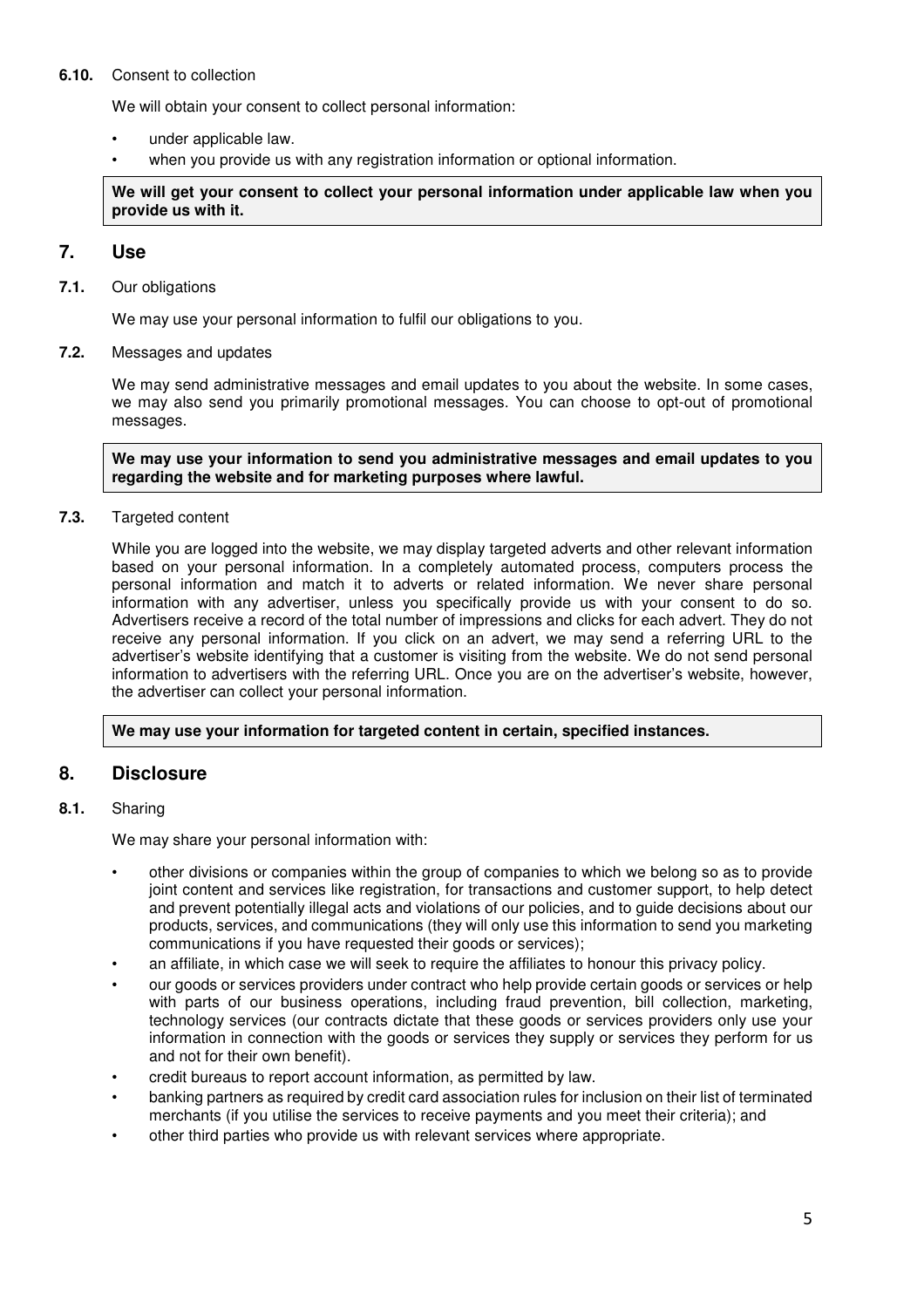**6.10.** Consent to collection

We will obtain your consent to collect personal information:

- under applicable law.
- when you provide us with any registration information or optional information.

> **We will get your consent to collect your personal information under applicable law when you provide us with it.**

## 7. Use

**7.1.** Our obligations

We may use your personal information to fulfil our obligations to you.

**7.2.** Messages and updates

We may send administrative messages and email updates to you about the website. In some cases, we may also send you primarily promotional messages. You can choose to opt-out of promotional messages.

> **We may use your information to send you administrative messages and email updates to you regarding the website and for marketing purposes where lawful.**

**7.3.** Targeted content

While you are logged into the website, we may display targeted adverts and other relevant information based on your personal information. In a completely automated process, computers process the personal information and match it to adverts or related information. We never share personal information with any advertiser, unless you specifically provide us with your consent to do so. Advertisers receive a record of the total number of impressions and clicks for each advert. They do not receive any personal information. If you click on an advert, we may send a referring URL to the advertiser's website identifying that a customer is visiting from the website. We do not send personal information to advertisers with the referring URL. Once you are on the advertiser's website, however, the advertiser can collect your personal information.

> **We may use your information for targeted content in certain, specified instances.**

## 8. Disclosure

**8.1.** Sharing

We may share your personal information with:

- other divisions or companies within the group of companies to which we belong so as to provide joint content and services like registration, for transactions and customer support, to help detect and prevent potentially illegal acts and violations of our policies, and to guide decisions about our products, services, and communications (they will only use this information to send you marketing communications if you have requested their goods or services);
- an affiliate, in which case we will seek to require the affiliates to honour this privacy policy.
- our goods or services providers under contract who help provide certain goods or services or help with parts of our business operations, including fraud prevention, bill collection, marketing, technology services (our contracts dictate that these goods or services providers only use your information in connection with the goods or services they supply or services they perform for us and not for their own benefit).
- credit bureaus to report account information, as permitted by law.
- banking partners as required by credit card association rules for inclusion on their list of terminated merchants (if you utilise the services to receive payments and you meet their criteria); and
- other third parties who provide us with relevant services where appropriate.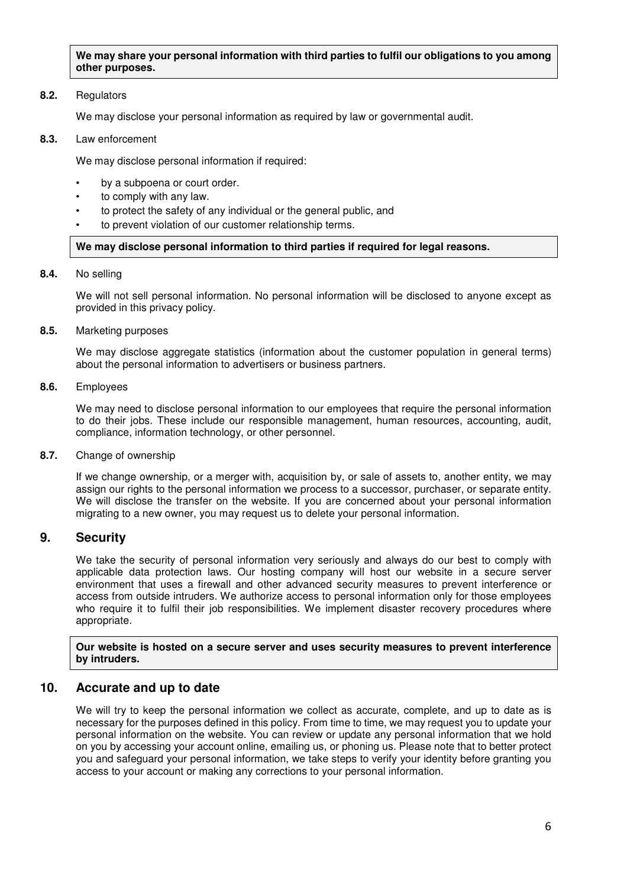**We may share your personal information with third parties to fulfil our obligations to you among other purposes.**

**8.2.** Regulators

We may disclose your personal information as required by law or governmental audit.

**8.3.** Law enforcement

We may disclose personal information if required:

- by a subpoena or court order.
- to comply with any law.
- to protect the safety of any individual or the general public, and
- to prevent violation of our customer relationship terms.

**We may disclose personal information to third parties if required for legal reasons.**

**8.4.** No selling

We will not sell personal information. No personal information will be disclosed to anyone except as provided in this privacy policy.

**8.5.** Marketing purposes

We may disclose aggregate statistics (information about the customer population in general terms) about the personal information to advertisers or business partners.

**8.6.** Employees

We may need to disclose personal information to our employees that require the personal information to do their jobs. These include our responsible management, human resources, accounting, audit, compliance, information technology, or other personnel.

**8.7.** Change of ownership

If we change ownership, or a merger with, acquisition by, or sale of assets to, another entity, we may assign our rights to the personal information we process to a successor, purchaser, or separate entity. We will disclose the transfer on the website. If you are concerned about your personal information migrating to a new owner, you may request us to delete your personal information.

## 9. Security

We take the security of personal information very seriously and always do our best to comply with applicable data protection laws. Our hosting company will host our website in a secure server environment that uses a firewall and other advanced security measures to prevent interference or access from outside intruders. We authorize access to personal information only for those employees who require it to fulfil their job responsibilities. We implement disaster recovery procedures where appropriate.

**Our website is hosted on a secure server and uses security measures to prevent interference by intruders.**

## 10. Accurate and up to date

We will try to keep the personal information we collect as accurate, complete, and up to date as is necessary for the purposes defined in this policy. From time to time, we may request you to update your personal information on the website. You can review or update any personal information that we hold on you by accessing your account online, emailing us, or phoning us. Please note that to better protect you and safeguard your personal information, we take steps to verify your identity before granting you access to your account or making any corrections to your personal information.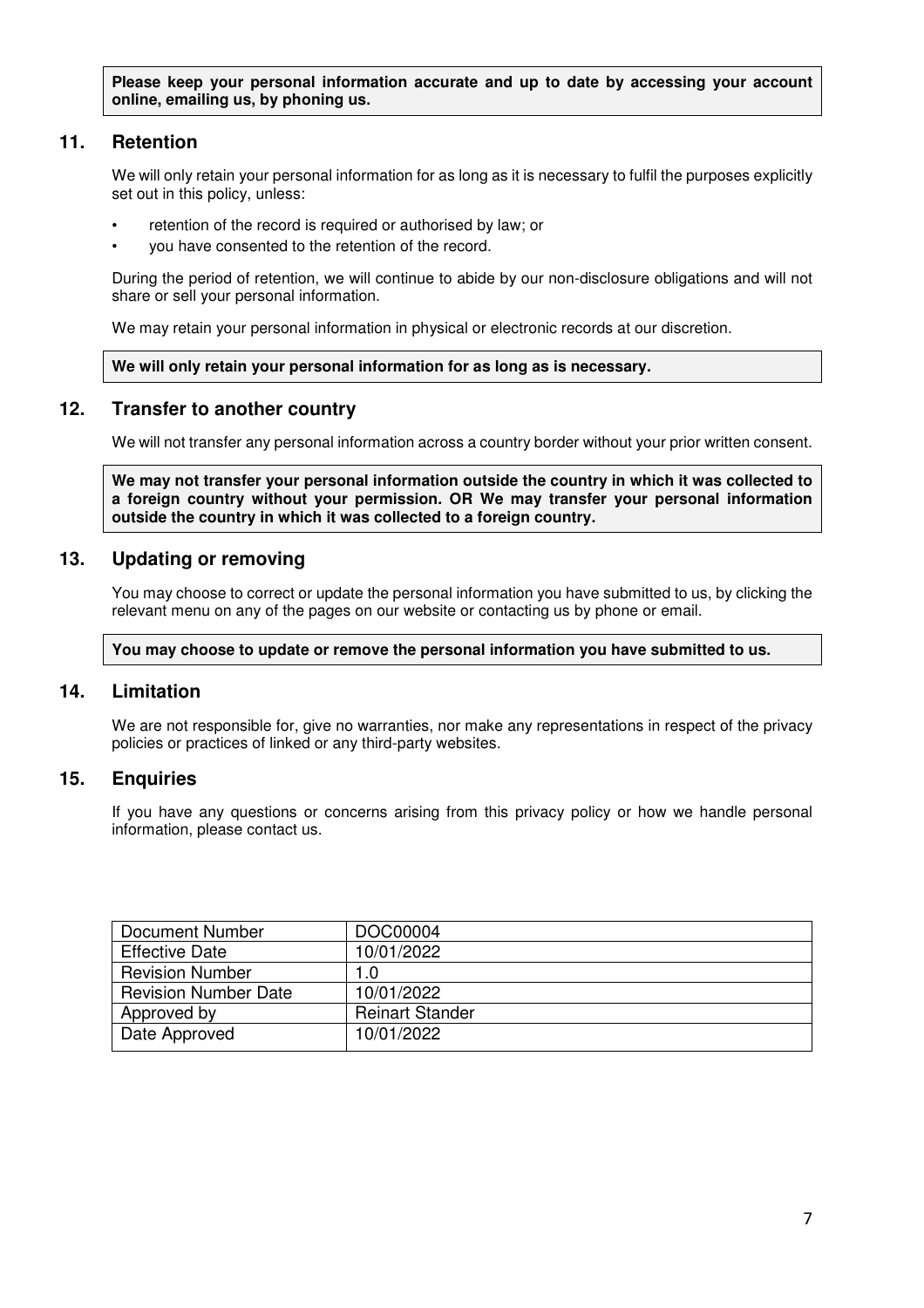**Please keep your personal information accurate and up to date by accessing your account online, emailing us, by phoning us.**

## 11. Retention

We will only retain your personal information for as long as it is necessary to fulfil the purposes explicitly set out in this policy, unless:

- retention of the record is required or authorised by law; or
- you have consented to the retention of the record.

During the period of retention, we will continue to abide by our non-disclosure obligations and will not share or sell your personal information.

We may retain your personal information in physical or electronic records at our discretion.

**We will only retain your personal information for as long as is necessary.**

## 12. Transfer to another country

We will not transfer any personal information across a country border without your prior written consent.

**We may not transfer your personal information outside the country in which it was collected to a foreign country without your permission. OR We may transfer your personal information outside the country in which it was collected to a foreign country.**

## 13. Updating or removing

You may choose to correct or update the personal information you have submitted to us, by clicking the relevant menu on any of the pages on our website or contacting us by phone or email.

**You may choose to update or remove the personal information you have submitted to us.**

## 14. Limitation

We are not responsible for, give no warranties, nor make any representations in respect of the privacy policies or practices of linked or any third-party websites.

## 15. Enquiries

If you have any questions or concerns arising from this privacy policy or how we handle personal information, please contact us.

| | |
|---|---|
| Document Number | DOC00004 |
| Effective Date | 10/01/2022 |
| Revision Number | 1.0 |
| Revision Number Date | 10/01/2022 |
| Approved by | Reinart Stander |
| Date Approved | 10/01/2022 |